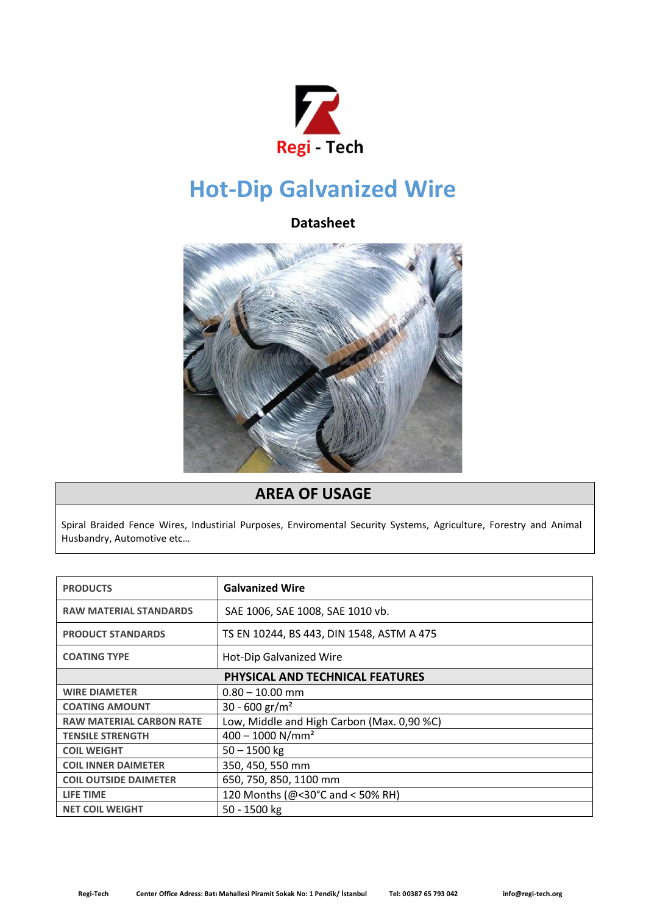Regi - Tech

# Hot-Dip Galvanized Wire

**Datasheet**

## AREA OF USAGE

Spiral Braided Fence Wires, Industirial Purposes, Enviromental Security Systems, Agriculture, Forestry and Animal Husbandry, Automotive etc…

| PRODUCTS | Galvanized Wire |
|---|---|
| RAW MATERIAL STANDARDS | SAE 1006, SAE 1008, SAE 1010 vb. |
| PRODUCT STANDARDS | TS EN 10244, BS 443, DIN 1548, ASTM A 475 |
| COATING TYPE | Hot-Dip Galvanized Wire |
| **PHYSICAL AND TECHNICAL FEATURES** | |
| WIRE DIAMETER | 0.80 – 10.00 mm |
| COATING AMOUNT | 30 - 600 gr/m² |
| RAW MATERIAL CARBON RATE | Low, Middle and High Carbon (Max. 0,90 %C) |
| TENSILE STRENGTH | 400 – 1000 N/mm² |
| COIL WEIGHT | 50 – 1500 kg |
| COIL INNER DAIMETER | 350, 450, 550 mm |
| COIL OUTSIDE DAIMETER | 650, 750, 850, 1100 mm |
| LIFE TIME | 120 Months (@<30°C and < 50% RH) |
| NET COIL WEIGHT | 50 - 1500 kg |

Regi-Tech Center Office Adress: Batı Mahallesi Piramit Sokak No: 1 Pendik/ İstanbul Tel: 00387 65 793 042 info@regi-tech.org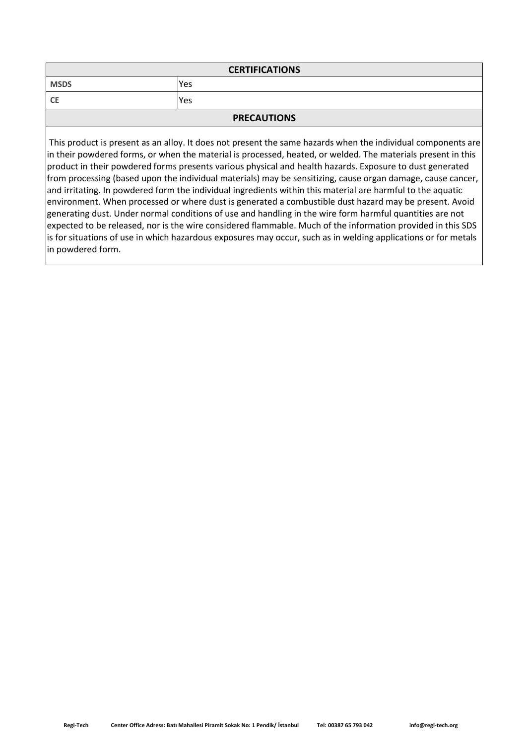| CERTIFICATIONS | |
|---|---|
| **MSDS** | Yes |
| **CE** | Yes |

## PRECAUTIONS

This product is present as an alloy. It does not present the same hazards when the individual components are in their powdered forms, or when the material is processed, heated, or welded. The materials present in this product in their powdered forms presents various physical and health hazards. Exposure to dust generated from processing (based upon the individual materials) may be sensitizing, cause organ damage, cause cancer, and irritating. In powdered form the individual ingredients within this material are harmful to the aquatic environment. When processed or where dust is generated a combustible dust hazard may be present. Avoid generating dust. Under normal conditions of use and handling in the wire form harmful quantities are not expected to be released, nor is the wire considered flammable. Much of the information provided in this SDS is for situations of use in which hazardous exposures may occur, such as in welding applications or for metals in powdered form.